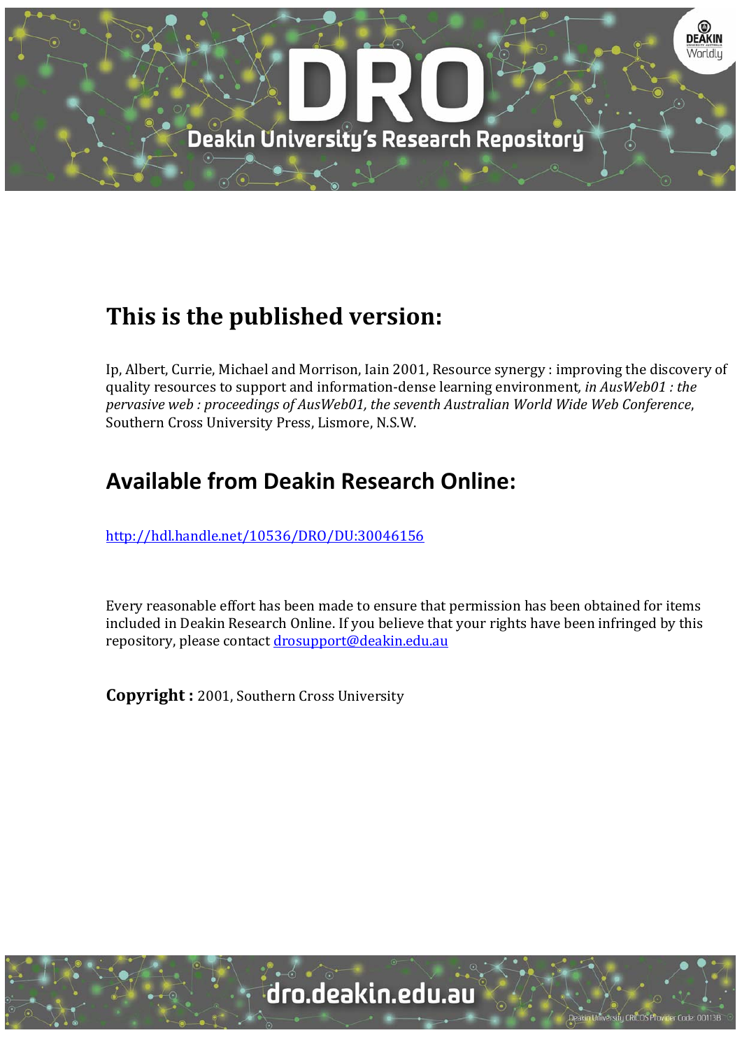# This is the published version:

Ip, Albert, Currie, Michael and Morrison, Iain 2001, Resource synergy : improving the discovery of quality resources to support and information-dense learning environment, *in AusWeb01 : the pervasive web : proceedings of AusWeb01, the seventh Australian World Wide Web Conference*, Southern Cross University Press, Lismore, N.S.W.

## Available from Deakin Research Online:

http://hdl.handle.net/10536/DRO/DU:30046156

Every reasonable effort has been made to ensure that permission has been obtained for items included in Deakin Research Online. If you believe that your rights have been infringed by this repository, please contact drosupport@deakin.edu.au

**Copyright :** 2001, Southern Cross University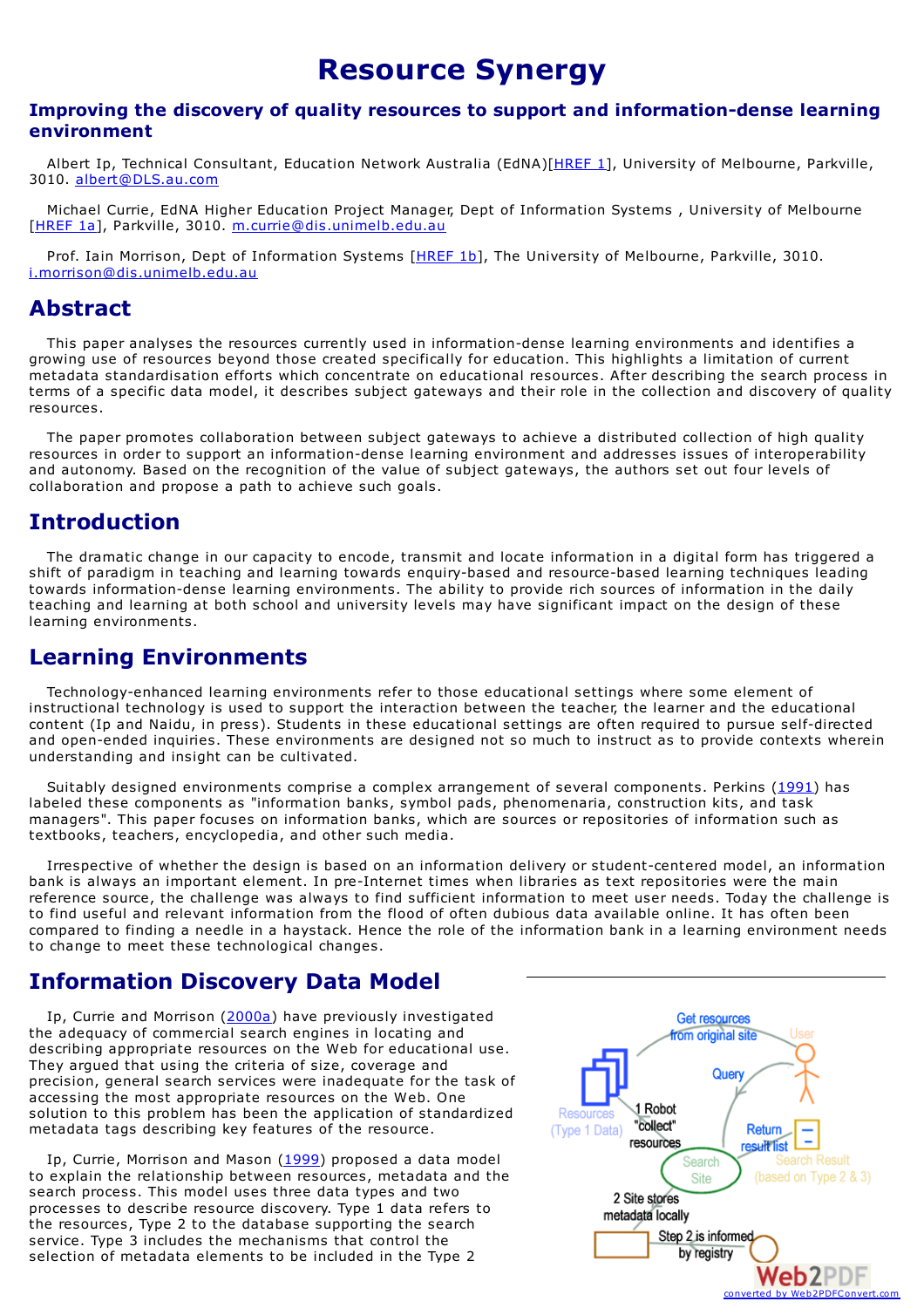# Resource Synergy

## Improving the discovery of quality resources to support and information-dense learning environment

Albert Ip, Technical Consultant, Education Network Australia (EdNA)[HREF 1], University of Melbourne, Parkville, 3010. albert@DLS.au.com

Michael Currie, EdNA Higher Education Project Manager, Dept of Information Systems , University of Melbourne [HREF 1a], Parkville, 3010. m.currie@dis.unimelb.edu.au

Prof. Iain Morrison, Dept of Information Systems [HREF 1b], The University of Melbourne, Parkville, 3010. i.morrison@dis.unimelb.edu.au

## Abstract

This paper analyses the resources currently used in information-dense learning environments and identifies a growing use of resources beyond those created specifically for education. This highlights a limitation of current metadata standardisation efforts which concentrate on educational resources. After describing the search process in terms of a specific data model, it describes subject gateways and their role in the collection and discovery of quality resources.

The paper promotes collaboration between subject gateways to achieve a distributed collection of high quality resources in order to support an information-dense learning environment and addresses issues of interoperability and autonomy. Based on the recognition of the value of subject gateways, the authors set out four levels of collaboration and propose a path to achieve such goals.

## Introduction

The dramatic change in our capacity to encode, transmit and locate information in a digital form has triggered a shift of paradigm in teaching and learning towards enquiry-based and resource-based learning techniques leading towards information-dense learning environments. The ability to provide rich sources of information in the daily teaching and learning at both school and university levels may have significant impact on the design of these learning environments.

## Learning Environments

Technology-enhanced learning environments refer to those educational settings where some element of instructional technology is used to support the interaction between the teacher, the learner and the educational content (Ip and Naidu, in press). Students in these educational settings are often required to pursue self-directed and open-ended inquiries. These environments are designed not so much to instruct as to provide contexts wherein understanding and insight can be cultivated.

Suitably designed environments comprise a complex arrangement of several components. Perkins (1991) has labeled these components as "information banks, symbol pads, phenomenaria, construction kits, and task managers". This paper focuses on information banks, which are sources or repositories of information such as textbooks, teachers, encyclopedia, and other such media.

Irrespective of whether the design is based on an information delivery or student-centered model, an information bank is always an important element. In pre-Internet times when libraries as text repositories were the main reference source, the challenge was always to find sufficient information to meet user needs. Today the challenge is to find useful and relevant information from the flood of often dubious data available online. It has often been compared to finding a needle in a haystack. Hence the role of the information bank in a learning environment needs to change to meet these technological changes.

## Information Discovery Data Model

Ip, Currie and Morrison (2000a) have previously investigated the adequacy of commercial search engines in locating and describing appropriate resources on the Web for educational use. They argued that using the criteria of size, coverage and precision, general search services were inadequate for the task of accessing the most appropriate resources on the Web. One solution to this problem has been the application of standardized metadata tags describing key features of the resource.

Ip, Currie, Morrison and Mason (1999) proposed a data model to explain the relationship between resources, metadata and the search process. This model uses three data types and two processes to describe resource discovery. Type 1 data refers to the resources, Type 2 to the database supporting the search service. Type 3 includes the mechanisms that control the selection of metadata elements to be included in the Type 2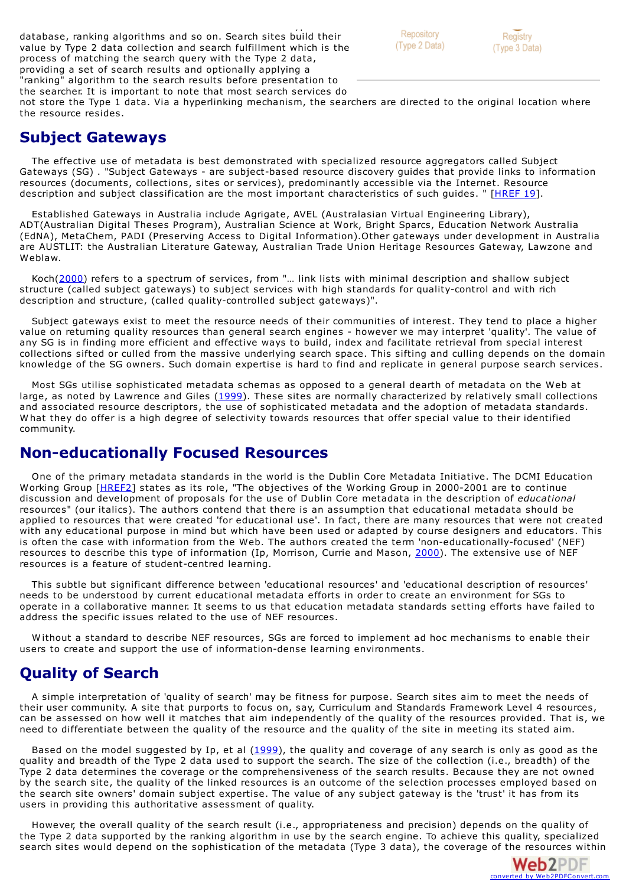database, ranking algorithms and so on. Search sites build their value by Type 2 data collection and search fulfillment which is the process of matching the search query with the Type 2 data, providing a set of search results and optionally applying a "ranking" algorithm to the search results before presentation to the searcher. It is important to note that most search services do not store the Type 1 data. Via a hyperlinking mechanism, the searchers are directed to the original location where the resource resides.

Repository (Type 2 Data)

Registry (Type 3 Data)

## Subject Gateways

The effective use of metadata is best demonstrated with specialized resource aggregators called Subject Gateways (SG) . "Subject Gateways - are subject-based resource discovery guides that provide links to information resources (documents, collections, sites or services), predominantly accessible via the Internet. Resource description and subject classification are the most important characteristics of such guides. " [HREF 19].

Established Gateways in Australia include Agrigate, AVEL (Australasian Virtual Engineering Library), ADT(Australian Digital Theses Program), Australian Science at Work, Bright Sparcs, Education Network Australia (EdNA), MetaChem, PADI (Preserving Access to Digital Information).Other gateways under development in Australia are AUSTLIT: the Australian Literature Gateway, Australian Trade Union Heritage Resources Gateway, Lawzone and Weblaw.

Koch(2000) refers to a spectrum of services, from "… link lists with minimal description and shallow subject structure (called subject gateways) to subject services with high standards for quality-control and with rich description and structure, (called quality-controlled subject gateways)".

Subject gateways exist to meet the resource needs of their communities of interest. They tend to place a higher value on returning quality resources than general search engines - however we may interpret 'quality'. The value of any SG is in finding more efficient and effective ways to build, index and facilitate retrieval from special interest collections sifted or culled from the massive underlying search space. This sifting and culling depends on the domain knowledge of the SG owners. Such domain expertise is hard to find and replicate in general purpose search services.

Most SGs utilise sophisticated metadata schemas as opposed to a general dearth of metadata on the Web at large, as noted by Lawrence and Giles (1999). These sites are normally characterized by relatively small collections and associated resource descriptors, the use of sophisticated metadata and the adoption of metadata standards. What they do offer is a high degree of selectivity towards resources that offer special value to their identified community.

## Non-educationally Focused Resources

One of the primary metadata standards in the world is the Dublin Core Metadata Initiative. The DCMI Education Working Group [HREF2] states as its role, "The objectives of the Working Group in 2000-2001 are to continue discussion and development of proposals for the use of Dublin Core metadata in the description of *educational* resources" (our italics). The authors contend that there is an assumption that educational metadata should be applied to resources that were created 'for educational use'. In fact, there are many resources that were not created with any educational purpose in mind but which have been used or adapted by course designers and educators. This is often the case with information from the Web. The authors created the term 'non-educationally-focused' (NEF) resources to describe this type of information (Ip, Morrison, Currie and Mason, 2000). The extensive use of NEF resources is a feature of student-centred learning.

This subtle but significant difference between 'educational resources' and 'educational description of resources' needs to be understood by current educational metadata efforts in order to create an environment for SGs to operate in a collaborative manner. It seems to us that education metadata standards setting efforts have failed to address the specific issues related to the use of NEF resources.

Without a standard to describe NEF resources, SGs are forced to implement ad hoc mechanisms to enable their users to create and support the use of information-dense learning environments.

## Quality of Search

A simple interpretation of 'quality of search' may be fitness for purpose. Search sites aim to meet the needs of their user community. A site that purports to focus on, say, Curriculum and Standards Framework Level 4 resources, can be assessed on how well it matches that aim independently of the quality of the resources provided. That is, we need to differentiate between the quality of the resource and the quality of the site in meeting its stated aim.

Based on the model suggested by Ip, et al (1999), the quality and coverage of any search is only as good as the quality and breadth of the Type 2 data used to support the search. The size of the collection (i.e., breadth) of the Type 2 data determines the coverage or the comprehensiveness of the search results. Because they are not owned by the search site, the quality of the linked resources is an outcome of the selection processes employed based on the search site owners' domain subject expertise. The value of any subject gateway is the 'trust' it has from its users in providing this authoritative assessment of quality.

However, the overall quality of the search result (i.e., appropriateness and precision) depends on the quality of the Type 2 data supported by the ranking algorithm in use by the search engine. To achieve this quality, specialized search sites would depend on the sophistication of the metadata (Type 3 data), the coverage of the resources within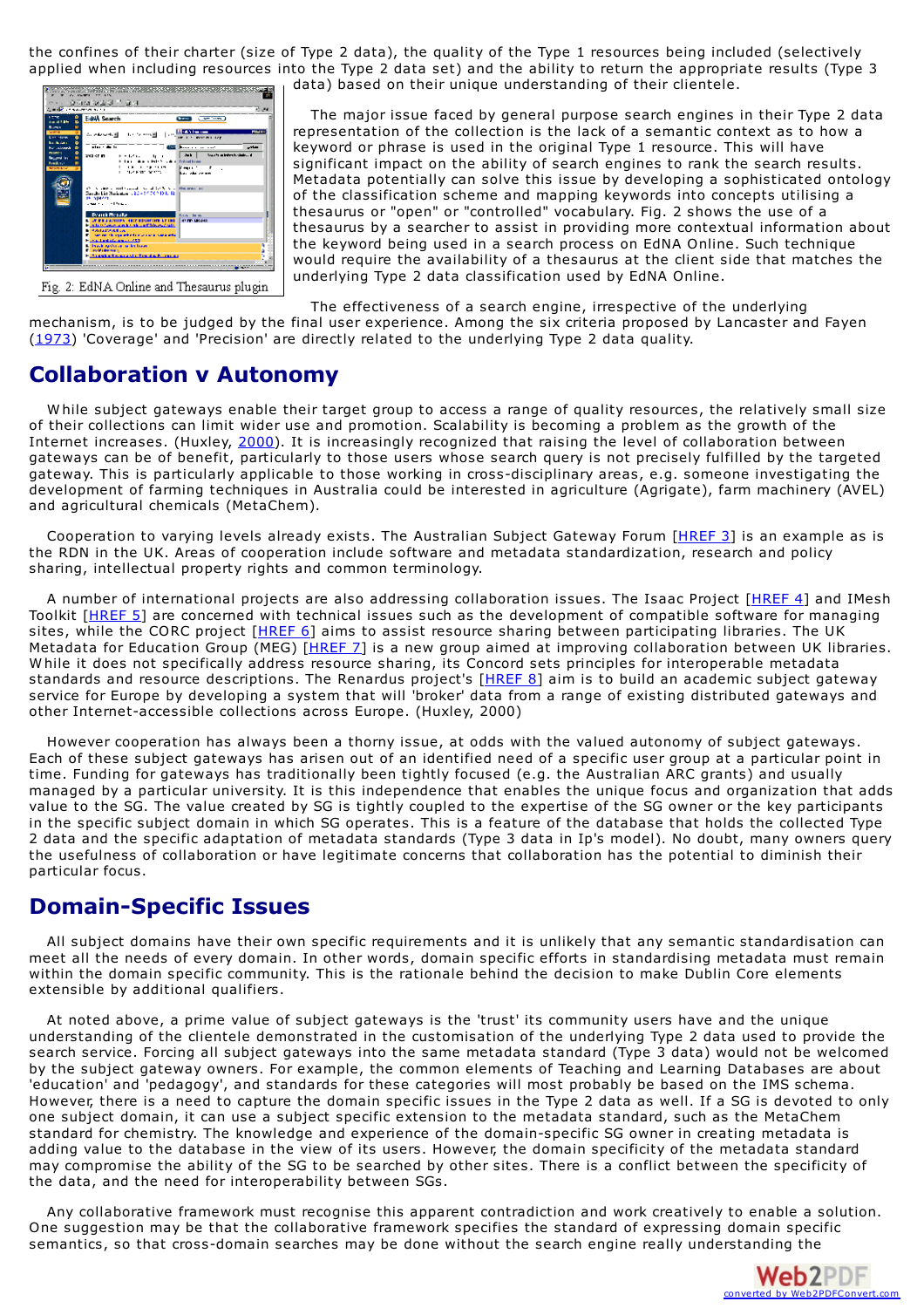the confines of their charter (size of Type 2 data), the quality of the Type 1 resources being included (selectively applied when including resources into the Type 2 data set) and the ability to return the appropriate results (Type 3 data) based on their unique understanding of their clientele.

Fig. 2: EdNA Online and Thesaurus plugin

The major issue faced by general purpose search engines in their Type 2 data representation of the collection is the lack of a semantic context as to how a keyword or phrase is used in the original Type 1 resource. This will have significant impact on the ability of search engines to rank the search results. Metadata potentially can solve this issue by developing a sophisticated ontology of the classification scheme and mapping keywords into concepts utilising a thesaurus or "open" or "controlled" vocabulary. Fig. 2 shows the use of a thesaurus by a searcher to assist in providing more contextual information about the keyword being used in a search process on EdNA Online. Such technique would require the availability of a thesaurus at the client side that matches the underlying Type 2 data classification used by EdNA Online.

The effectiveness of a search engine, irrespective of the underlying mechanism, is to be judged by the final user experience. Among the six criteria proposed by Lancaster and Fayen (1973) 'Coverage' and 'Precision' are directly related to the underlying Type 2 data quality.

## Collaboration v Autonomy

While subject gateways enable their target group to access a range of quality resources, the relatively small size of their collections can limit wider use and promotion. Scalability is becoming a problem as the growth of the Internet increases. (Huxley, 2000). It is increasingly recognized that raising the level of collaboration between gateways can be of benefit, particularly to those users whose search query is not precisely fulfilled by the targeted gateway. This is particularly applicable to those working in cross-disciplinary areas, e.g. someone investigating the development of farming techniques in Australia could be interested in agriculture (Agrigate), farm machinery (AVEL) and agricultural chemicals (MetaChem).

Cooperation to varying levels already exists. The Australian Subject Gateway Forum [HREF 3] is an example as is the RDN in the UK. Areas of cooperation include software and metadata standardization, research and policy sharing, intellectual property rights and common terminology.

A number of international projects are also addressing collaboration issues. The Isaac Project [HREF 4] and IMesh Toolkit [HREF 5] are concerned with technical issues such as the development of compatible software for managing sites, while the CORC project [HREF 6] aims to assist resource sharing between participating libraries. The UK Metadata for Education Group (MEG) [HREF 7] is a new group aimed at improving collaboration between UK libraries. While it does not specifically address resource sharing, its Concord sets principles for interoperable metadata standards and resource descriptions. The Renardus project's [HREF 8] aim is to build an academic subject gateway service for Europe by developing a system that will 'broker' data from a range of existing distributed gateways and other Internet-accessible collections across Europe. (Huxley, 2000)

However cooperation has always been a thorny issue, at odds with the valued autonomy of subject gateways. Each of these subject gateways has arisen out of an identified need of a specific user group at a particular point in time. Funding for gateways has traditionally been tightly focused (e.g. the Australian ARC grants) and usually managed by a particular university. It is this independence that enables the unique focus and organization that adds value to the SG. The value created by SG is tightly coupled to the expertise of the SG owner or the key participants in the specific subject domain in which SG operates. This is a feature of the database that holds the collected Type 2 data and the specific adaptation of metadata standards (Type 3 data in Ip's model). No doubt, many owners query the usefulness of collaboration or have legitimate concerns that collaboration has the potential to diminish their particular focus.

## Domain-Specific Issues

All subject domains have their own specific requirements and it is unlikely that any semantic standardisation can meet all the needs of every domain. In other words, domain specific efforts in standardising metadata must remain within the domain specific community. This is the rationale behind the decision to make Dublin Core elements extensible by additional qualifiers.

At noted above, a prime value of subject gateways is the 'trust' its community users have and the unique understanding of the clientele demonstrated in the customisation of the underlying Type 2 data used to provide the search service. Forcing all subject gateways into the same metadata standard (Type 3 data) would not be welcomed by the subject gateway owners. For example, the common elements of Teaching and Learning Databases are about 'education' and 'pedagogy', and standards for these categories will most probably be based on the IMS schema. However, there is a need to capture the domain specific issues in the Type 2 data as well. If a SG is devoted to only one subject domain, it can use a subject specific extension to the metadata standard, such as the MetaChem standard for chemistry. The knowledge and experience of the domain-specific SG owner in creating metadata is adding value to the database in the view of its users. However, the domain specificity of the metadata standard may compromise the ability of the SG to be searched by other sites. There is a conflict between the specificity of the data, and the need for interoperability between SGs.

Any collaborative framework must recognise this apparent contradiction and work creatively to enable a solution. One suggestion may be that the collaborative framework specifies the standard of expressing domain specific semantics, so that cross-domain searches may be done without the search engine really understanding the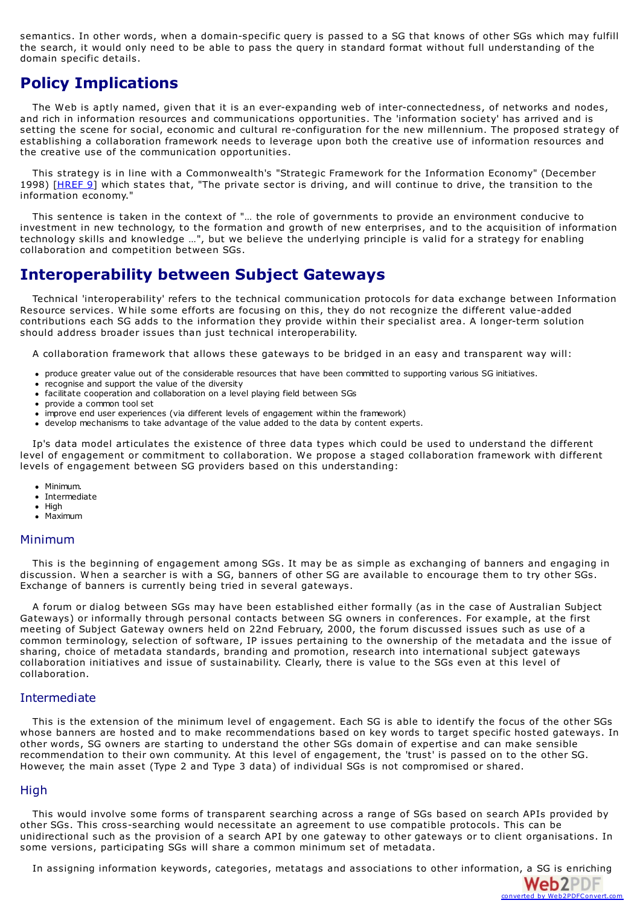semantics. In other words, when a domain-specific query is passed to a SG that knows of other SGs which may fulfill the search, it would only need to be able to pass the query in standard format without full understanding of the domain specific details.

## Policy Implications

The Web is aptly named, given that it is an ever-expanding web of inter-connectedness, of networks and nodes, and rich in information resources and communications opportunities. The 'information society' has arrived and is setting the scene for social, economic and cultural re-configuration for the new millennium. The proposed strategy of establishing a collaboration framework needs to leverage upon both the creative use of information resources and the creative use of the communication opportunities.

This strategy is in line with a Commonwealth's "Strategic Framework for the Information Economy" (December 1998) [HREF 9] which states that, "The private sector is driving, and will continue to drive, the transition to the information economy."

This sentence is taken in the context of "... the role of governments to provide an environment conducive to investment in new technology, to the formation and growth of new enterprises, and to the acquisition of information technology skills and knowledge ...", but we believe the underlying principle is valid for a strategy for enabling collaboration and competition between SGs.

## Interoperability between Subject Gateways

Technical 'interoperability' refers to the technical communication protocols for data exchange between Information Resource services. While some efforts are focusing on this, they do not recognize the different value-added contributions each SG adds to the information they provide within their specialist area. A longer-term solution should address broader issues than just technical interoperability.

A collaboration framework that allows these gateways to be bridged in an easy and transparent way will:

- produce greater value out of the considerable resources that have been committed to supporting various SG initiatives.
- recognise and support the value of the diversity
- facilitate cooperation and collaboration on a level playing field between SGs
- provide a common tool set
- improve end user experiences (via different levels of engagement within the framework)
- develop mechanisms to take advantage of the value added to the data by content experts.

Ip's data model articulates the existence of three data types which could be used to understand the different level of engagement or commitment to collaboration. We propose a staged collaboration framework with different levels of engagement between SG providers based on this understanding:

- Minimum.
- Intermediate
- High
- Maximum

### Minimum

This is the beginning of engagement among SGs. It may be as simple as exchanging of banners and engaging in discussion. When a searcher is with a SG, banners of other SG are available to encourage them to try other SGs. Exchange of banners is currently being tried in several gateways.

A forum or dialog between SGs may have been established either formally (as in the case of Australian Subject Gateways) or informally through personal contacts between SG owners in conferences. For example, at the first meeting of Subject Gateway owners held on 22nd February, 2000, the forum discussed issues such as use of a common terminology, selection of software, IP issues pertaining to the ownership of the metadata and the issue of sharing, choice of metadata standards, branding and promotion, research into international subject gateways collaboration initiatives and issue of sustainability. Clearly, there is value to the SGs even at this level of collaboration.

### Intermediate

This is the extension of the minimum level of engagement. Each SG is able to identify the focus of the other SGs whose banners are hosted and to make recommendations based on key words to target specific hosted gateways. In other words, SG owners are starting to understand the other SGs domain of expertise and can make sensible recommendation to their own community. At this level of engagement, the 'trust' is passed on to the other SG. However, the main asset (Type 2 and Type 3 data) of individual SGs is not compromised or shared.

### High

This would involve some forms of transparent searching across a range of SGs based on search APIs provided by other SGs. This cross-searching would necessitate an agreement to use compatible protocols. This can be unidirectional such as the provision of a search API by one gateway to other gateways or to client organisations. In some versions, participating SGs will share a common minimum set of metadata.

In assigning information keywords, categories, metatags and associations to other information, a SG is enriching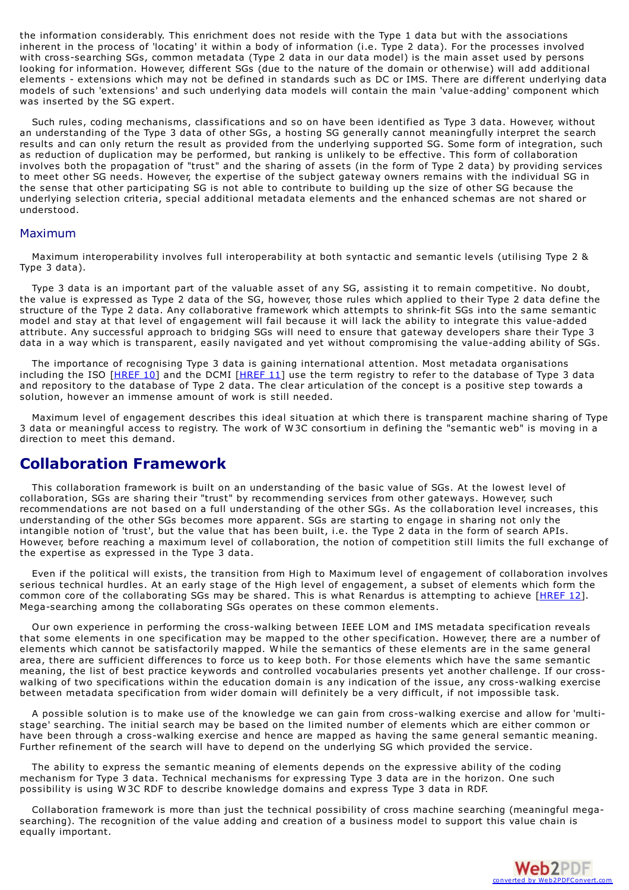the information considerably. This enrichment does not reside with the Type 1 data but with the associations inherent in the process of 'locating' it within a body of information (i.e. Type 2 data). For the processes involved with cross-searching SGs, common metadata (Type 2 data in our data model) is the main asset used by persons looking for information. However, different SGs (due to the nature of the domain or otherwise) will add additional elements - extensions which may not be defined in standards such as DC or IMS. There are different underlying data models of such 'extensions' and such underlying data models will contain the main 'value-adding' component which was inserted by the SG expert.

Such rules, coding mechanisms, classifications and so on have been identified as Type 3 data. However, without an understanding of the Type 3 data of other SGs, a hosting SG generally cannot meaningfully interpret the search results and can only return the result as provided from the underlying supported SG. Some form of integration, such as reduction of duplication may be performed, but ranking is unlikely to be effective. This form of collaboration involves both the propagation of "trust" and the sharing of assets (in the form of Type 2 data) by providing services to meet other SG needs. However, the expertise of the subject gateway owners remains with the individual SG in the sense that other participating SG is not able to contribute to building up the size of other SG because the underlying selection criteria, special additional metadata elements and the enhanced schemas are not shared or understood.

### Maximum

Maximum interoperability involves full interoperability at both syntactic and semantic levels (utilising Type 2 & Type 3 data).

Type 3 data is an important part of the valuable asset of any SG, assisting it to remain competitive. No doubt, the value is expressed as Type 2 data of the SG, however, those rules which applied to their Type 2 data define the structure of the Type 2 data. Any collaborative framework which attempts to shrink-fit SGs into the same semantic model and stay at that level of engagement will fail because it will lack the ability to integrate this value-added attribute. Any successful approach to bridging SGs will need to ensure that gateway developers share their Type 3 data in a way which is transparent, easily navigated and yet without compromising the value-adding ability of SGs.

The importance of recognising Type 3 data is gaining international attention. Most metadata organisations including the ISO [HREF 10] and the DCMI [HREF 11] use the term registry to refer to the database of Type 3 data and repository to the database of Type 2 data. The clear articulation of the concept is a positive step towards a solution, however an immense amount of work is still needed.

Maximum level of engagement describes this ideal situation at which there is transparent machine sharing of Type 3 data or meaningful access to registry. The work of W3C consortium in defining the "semantic web" is moving in a direction to meet this demand.

## Collaboration Framework

This collaboration framework is built on an understanding of the basic value of SGs. At the lowest level of collaboration, SGs are sharing their "trust" by recommending services from other gateways. However, such recommendations are not based on a full understanding of the other SGs. As the collaboration level increases, this understanding of the other SGs becomes more apparent. SGs are starting to engage in sharing not only the intangible notion of 'trust', but the value that has been built, i.e. the Type 2 data in the form of search APIs. However, before reaching a maximum level of collaboration, the notion of competition still limits the full exchange of the expertise as expressed in the Type 3 data.

Even if the political will exists, the transition from High to Maximum level of engagement of collaboration involves serious technical hurdles. At an early stage of the High level of engagement, a subset of elements which form the common core of the collaborating SGs may be shared. This is what Renardus is attempting to achieve [HREF 12]. Mega-searching among the collaborating SGs operates on these common elements.

Our own experience in performing the cross-walking between IEEE LOM and IMS metadata specification reveals that some elements in one specification may be mapped to the other specification. However, there are a number of elements which cannot be satisfactorily mapped. While the semantics of these elements are in the same general area, there are sufficient differences to force us to keep both. For those elements which have the same semantic meaning, the list of best practice keywords and controlled vocabularies presents yet another challenge. If our cross-walking of two specifications within the education domain is any indication of the issue, any cross-walking exercise between metadata specification from wider domain will definitely be a very difficult, if not impossible task.

A possible solution is to make use of the knowledge we can gain from cross-walking exercise and allow for 'multi-stage' searching. The initial search may be based on the limited number of elements which are either common or have been through a cross-walking exercise and hence are mapped as having the same general semantic meaning. Further refinement of the search will have to depend on the underlying SG which provided the service.

The ability to express the semantic meaning of elements depends on the expressive ability of the coding mechanism for Type 3 data. Technical mechanisms for expressing Type 3 data are in the horizon. One such possibility is using W3C RDF to describe knowledge domains and express Type 3 data in RDF.

Collaboration framework is more than just the technical possibility of cross machine searching (meaningful mega-searching). The recognition of the value adding and creation of a business model to support this value chain is equally important.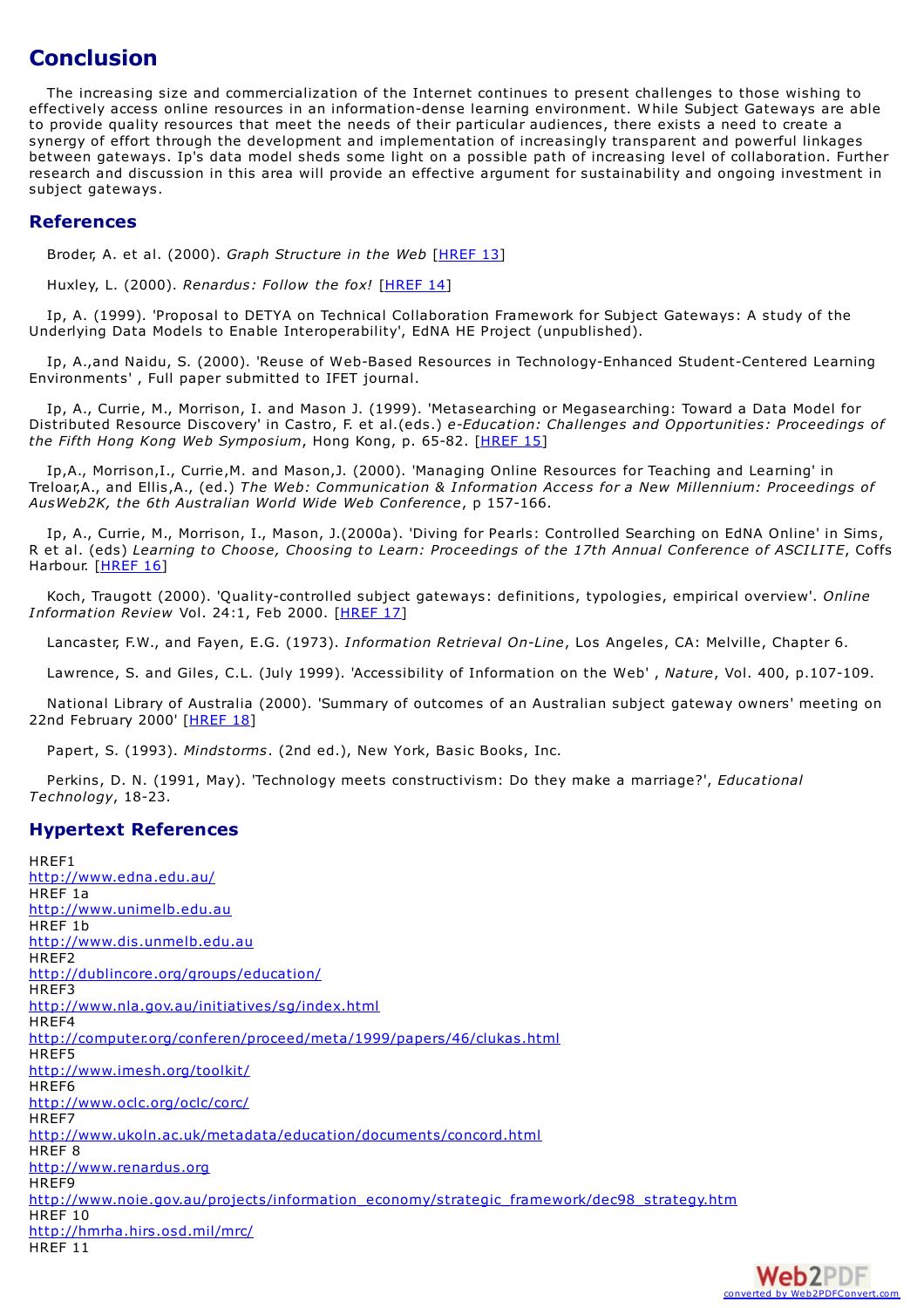## Conclusion

The increasing size and commercialization of the Internet continues to present challenges to those wishing to effectively access online resources in an information-dense learning environment. While Subject Gateways are able to provide quality resources that meet the needs of their particular audiences, there exists a need to create a synergy of effort through the development and implementation of increasingly transparent and powerful linkages between gateways. Ip's data model sheds some light on a possible path of increasing level of collaboration. Further research and discussion in this area will provide an effective argument for sustainability and ongoing investment in subject gateways.

### References

Broder, A. et al. (2000). *Graph Structure in the Web* [HREF 13]

Huxley, L. (2000). *Renardus: Follow the fox!* [HREF 14]

Ip, A. (1999). 'Proposal to DETYA on Technical Collaboration Framework for Subject Gateways: A study of the Underlying Data Models to Enable Interoperability', EdNA HE Project (unpublished).

Ip, A.,and Naidu, S. (2000). 'Reuse of Web-Based Resources in Technology-Enhanced Student-Centered Learning Environments' , Full paper submitted to IFET journal.

Ip, A., Currie, M., Morrison, I. and Mason J. (1999). 'Metasearching or Megasearching: Toward a Data Model for Distributed Resource Discovery' in Castro, F. et al.(eds.) *e-Education: Challenges and Opportunities: Proceedings of the Fifth Hong Kong Web Symposium*, Hong Kong, p. 65-82. [HREF 15]

Ip,A., Morrison,I., Currie,M. and Mason,J. (2000). 'Managing Online Resources for Teaching and Learning' in Treloar,A., and Ellis,A., (ed.) *The Web: Communication & Information Access for a New Millennium: Proceedings of AusWeb2K, the 6th Australian World Wide Web Conference*, p 157-166.

Ip, A., Currie, M., Morrison, I., Mason, J.(2000a). 'Diving for Pearls: Controlled Searching on EdNA Online' in Sims, R et al. (eds) *Learning to Choose, Choosing to Learn: Proceedings of the 17th Annual Conference of ASCILITE*, Coffs Harbour. [HREF 16]

Koch, Traugott (2000). 'Quality-controlled subject gateways: definitions, typologies, empirical overview'. *Online Information Review* Vol. 24:1, Feb 2000. [HREF 17]

Lancaster, F.W., and Fayen, E.G. (1973). *Information Retrieval On-Line*, Los Angeles, CA: Melville, Chapter 6.

Lawrence, S. and Giles, C.L. (July 1999). 'Accessibility of Information on the Web' , *Nature*, Vol. 400, p.107-109.

National Library of Australia (2000). 'Summary of outcomes of an Australian subject gateway owners' meeting on 22nd February 2000' [HREF 18]

Papert, S. (1993). *Mindstorms*. (2nd ed.), New York, Basic Books, Inc.

Perkins, D. N. (1991, May). 'Technology meets constructivism: Do they make a marriage?', *Educational Technology*, 18-23.

### Hypertext References

HREF1
http://www.edna.edu.au/
HREF 1a
http://www.unimelb.edu.au
HREF 1b
http://www.dis.unmelb.edu.au
HREF2
http://dublincore.org/groups/education/
HREF3
http://www.nla.gov.au/initiatives/sg/index.html
HREF4
http://computer.org/conferen/proceed/meta/1999/papers/46/clukas.html
HREF5
http://www.imesh.org/toolkit/
HREF6
http://www.oclc.org/oclc/corc/
HREF7
http://www.ukoln.ac.uk/metadata/education/documents/concord.html
HREF 8
http://www.renardus.org
HREF9
http://www.noie.gov.au/projects/information_economy/strategic_framework/dec98_strategy.htm
HREF 10
http://hmrha.hirs.osd.mil/mrc/
HREF 11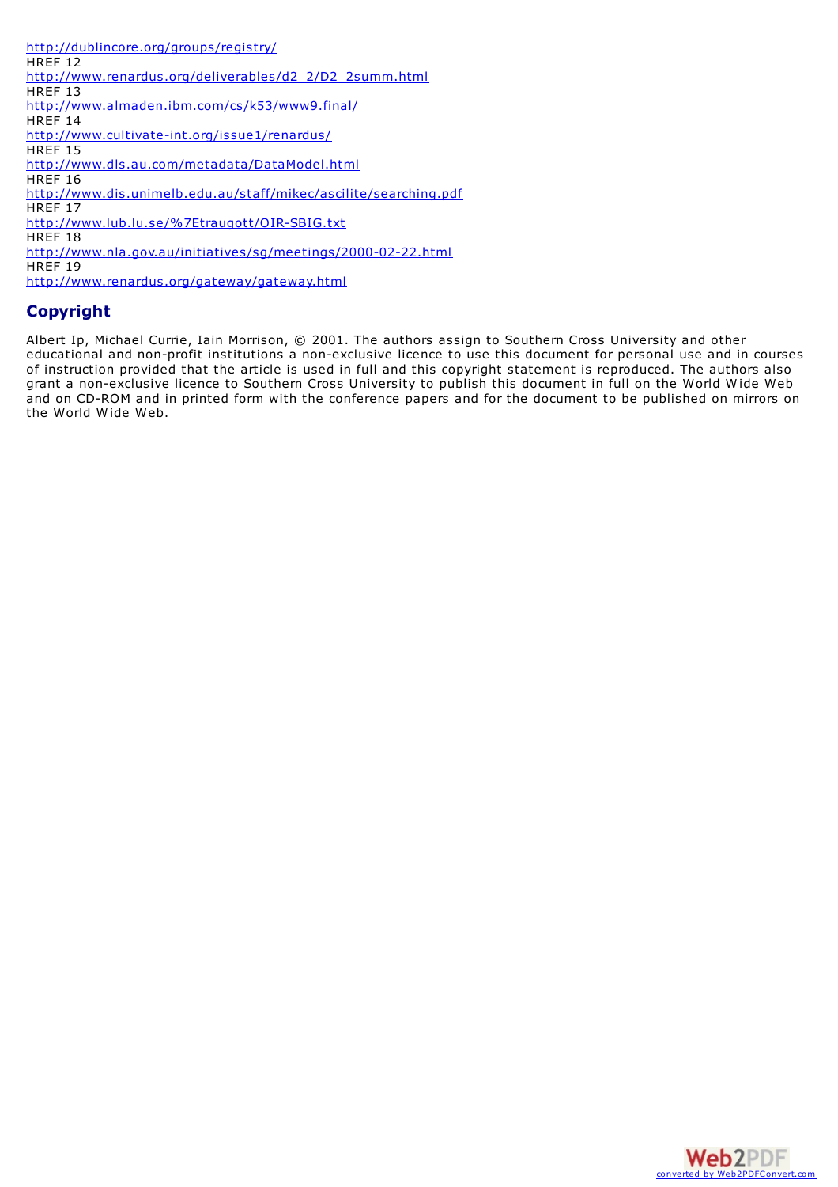http://dublincore.org/groups/registry/
HREF 12
http://www.renardus.org/deliverables/d2_2/D2_2summ.html
HREF 13
http://www.almaden.ibm.com/cs/k53/www9.final/
HREF 14
http://www.cultivate-int.org/issue1/renardus/
HREF 15
http://www.dls.au.com/metadata/DataModel.html
HREF 16
http://www.dis.unimelb.edu.au/staff/mikec/ascilite/searching.pdf
HREF 17
http://www.lub.lu.se/%7Etraugott/OIR-SBIG.txt
HREF 18
http://www.nla.gov.au/initiatives/sg/meetings/2000-02-22.html
HREF 19
http://www.renardus.org/gateway/gateway.html

## Copyright

Albert Ip, Michael Currie, Iain Morrison, © 2001. The authors assign to Southern Cross University and other educational and non-profit institutions a non-exclusive licence to use this document for personal use and in courses of instruction provided that the article is used in full and this copyright statement is reproduced. The authors also grant a non-exclusive licence to Southern Cross University to publish this document in full on the World Wide Web and on CD-ROM and in printed form with the conference papers and for the document to be published on mirrors on the World Wide Web.